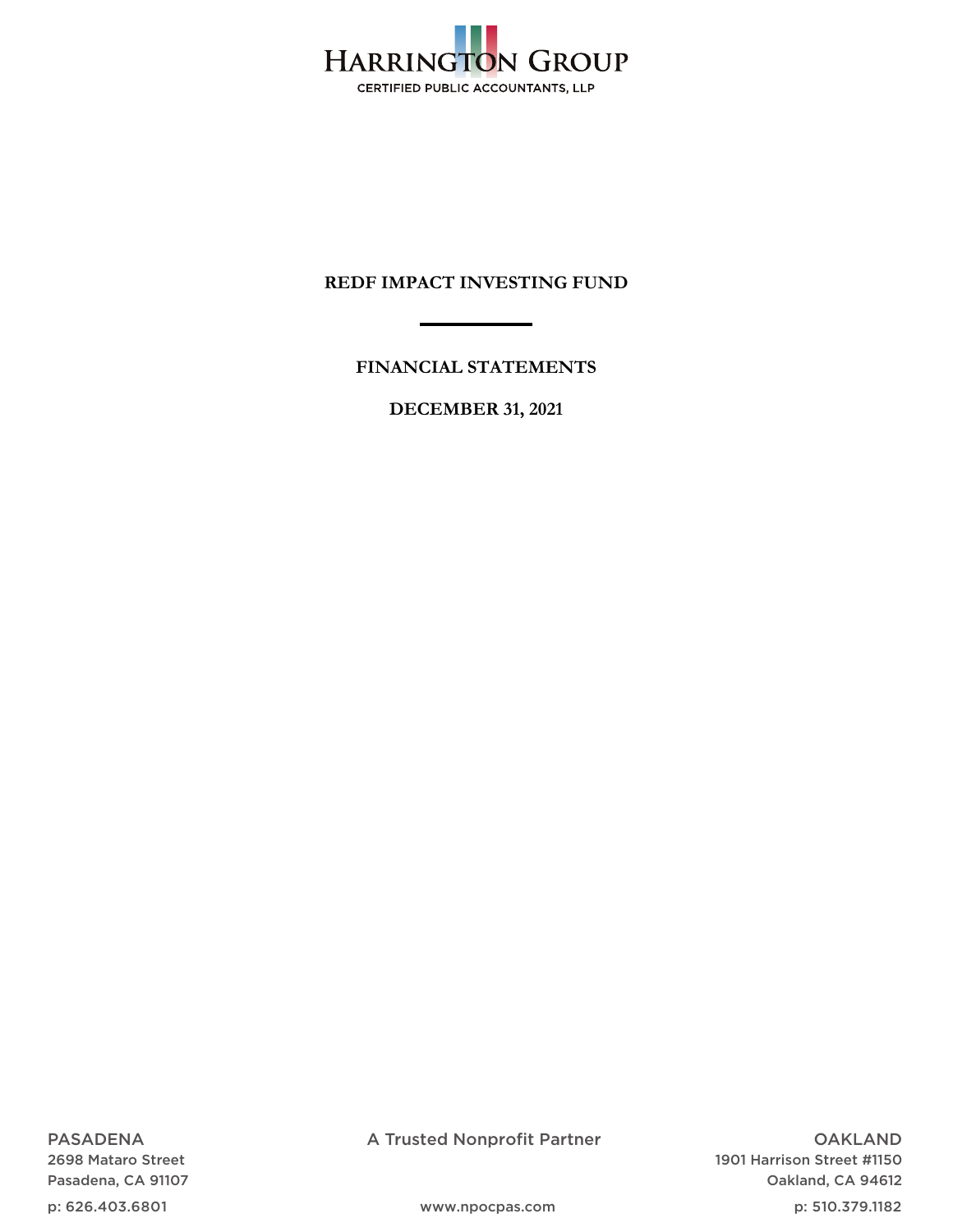HARRINGTON GROUP

CERTIFIED PUBLIC ACCOUNTANTS, LLP

# REDF IMPACT INVESTING FUND

## FINANCIAL STATEMENTS

## DECEMBER 31, 2021

PASADENA
2698 Mataro Street
Pasadena, CA 91107
p: 626.403.6801

A Trusted Nonprofit Partner

www.npocpas.com

OAKLAND
1901 Harrison Street #1150
Oakland, CA 94612
p: 510.379.1182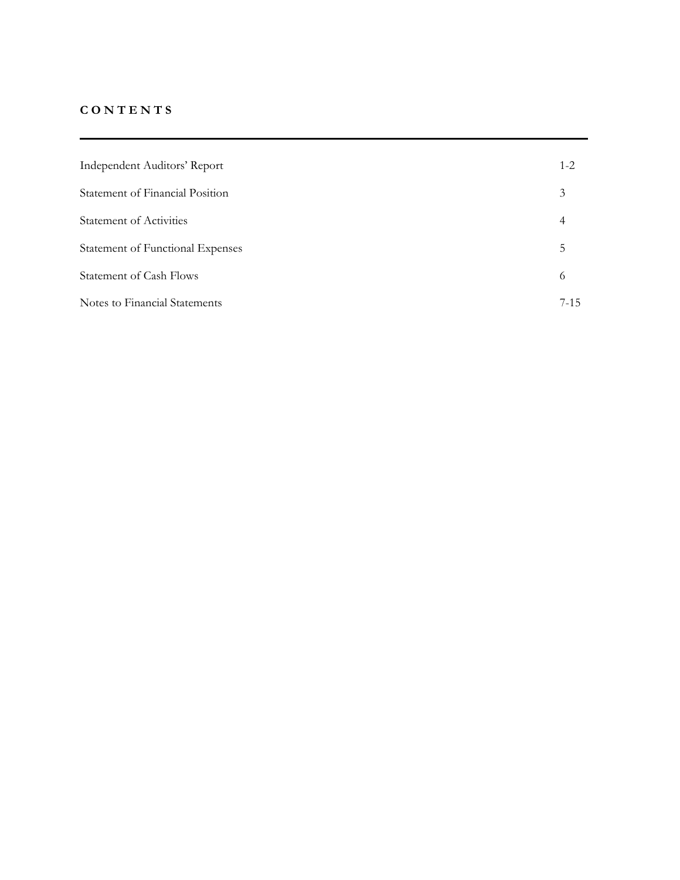# CONTENTS

| | |
|---|---|
| Independent Auditors' Report | 1-2 |
| Statement of Financial Position | 3 |
| Statement of Activities | 4 |
| Statement of Functional Expenses | 5 |
| Statement of Cash Flows | 6 |
| Notes to Financial Statements | 7-15 |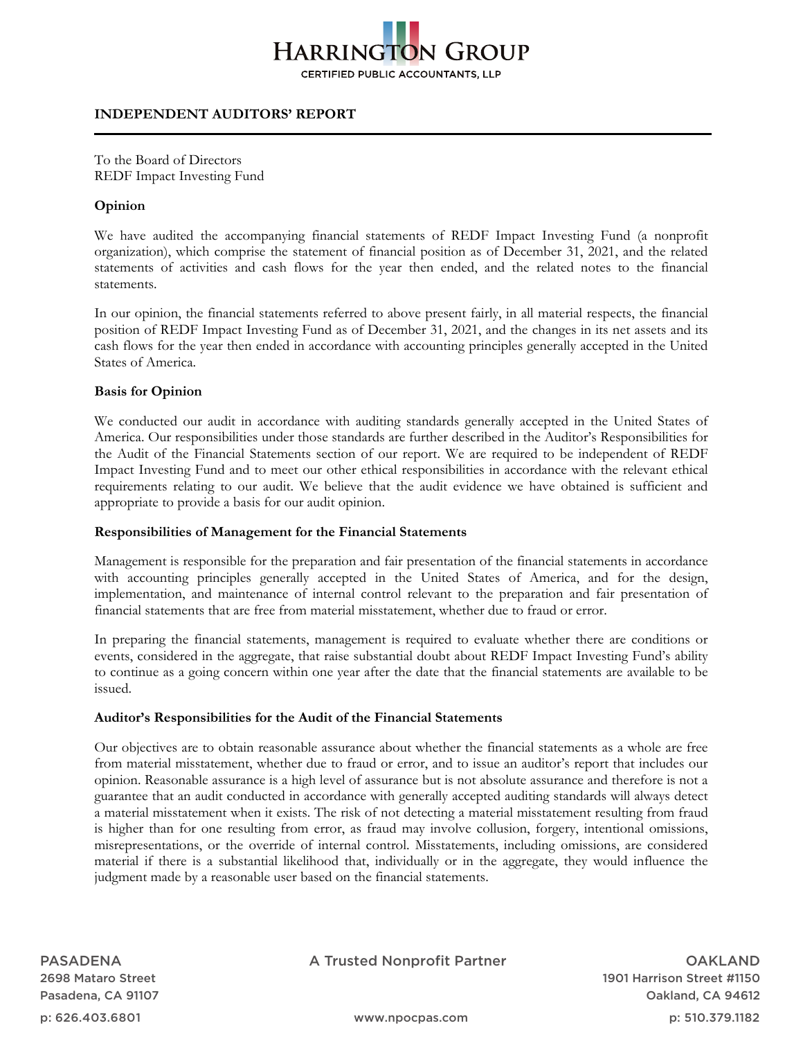# HARRINGTON GROUP

CERTIFIED PUBLIC ACCOUNTANTS, LLP

## INDEPENDENT AUDITORS' REPORT

To the Board of Directors
REDF Impact Investing Fund

### Opinion

We have audited the accompanying financial statements of REDF Impact Investing Fund (a nonprofit organization), which comprise the statement of financial position as of December 31, 2021, and the related statements of activities and cash flows for the year then ended, and the related notes to the financial statements.

In our opinion, the financial statements referred to above present fairly, in all material respects, the financial position of REDF Impact Investing Fund as of December 31, 2021, and the changes in its net assets and its cash flows for the year then ended in accordance with accounting principles generally accepted in the United States of America.

### Basis for Opinion

We conducted our audit in accordance with auditing standards generally accepted in the United States of America. Our responsibilities under those standards are further described in the Auditor's Responsibilities for the Audit of the Financial Statements section of our report. We are required to be independent of REDF Impact Investing Fund and to meet our other ethical responsibilities in accordance with the relevant ethical requirements relating to our audit. We believe that the audit evidence we have obtained is sufficient and appropriate to provide a basis for our audit opinion.

### Responsibilities of Management for the Financial Statements

Management is responsible for the preparation and fair presentation of the financial statements in accordance with accounting principles generally accepted in the United States of America, and for the design, implementation, and maintenance of internal control relevant to the preparation and fair presentation of financial statements that are free from material misstatement, whether due to fraud or error.

In preparing the financial statements, management is required to evaluate whether there are conditions or events, considered in the aggregate, that raise substantial doubt about REDF Impact Investing Fund's ability to continue as a going concern within one year after the date that the financial statements are available to be issued.

### Auditor's Responsibilities for the Audit of the Financial Statements

Our objectives are to obtain reasonable assurance about whether the financial statements as a whole are free from material misstatement, whether due to fraud or error, and to issue an auditor's report that includes our opinion. Reasonable assurance is a high level of assurance but is not absolute assurance and therefore is not a guarantee that an audit conducted in accordance with generally accepted auditing standards will always detect a material misstatement when it exists. The risk of not detecting a material misstatement resulting from fraud is higher than for one resulting from error, as fraud may involve collusion, forgery, intentional omissions, misrepresentations, or the override of internal control. Misstatements, including omissions, are considered material if there is a substantial likelihood that, individually or in the aggregate, they would influence the judgment made by a reasonable user based on the financial statements.

PASADENA
2698 Mataro Street
Pasadena, CA 91107
p: 626.403.6801

A Trusted Nonprofit Partner
www.npocpas.com

OAKLAND
1901 Harrison Street #1150
Oakland, CA 94612
p: 510.379.1182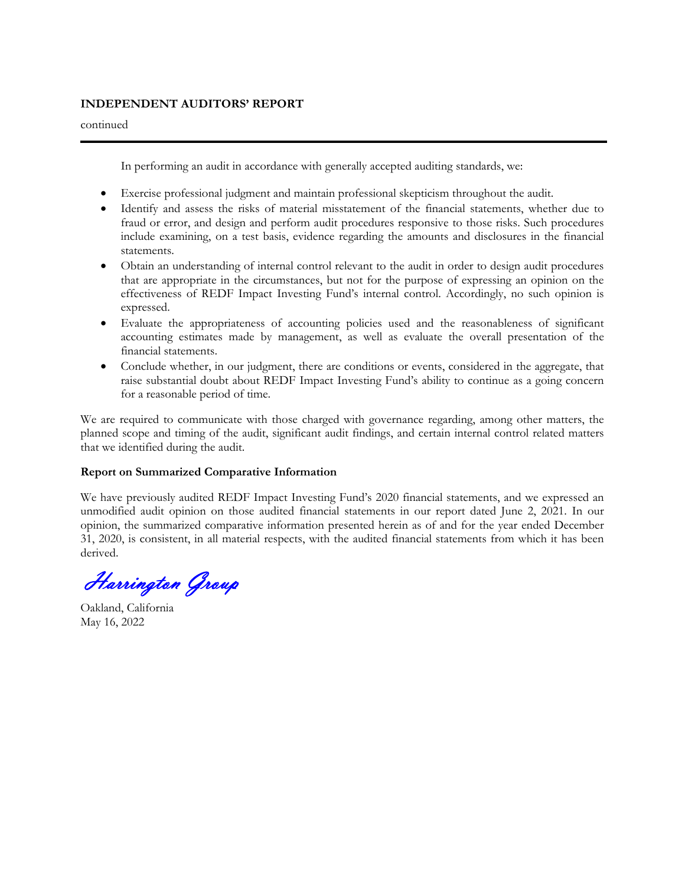**INDEPENDENT AUDITORS' REPORT**

continued

In performing an audit in accordance with generally accepted auditing standards, we:

- Exercise professional judgment and maintain professional skepticism throughout the audit.
- Identify and assess the risks of material misstatement of the financial statements, whether due to fraud or error, and design and perform audit procedures responsive to those risks. Such procedures include examining, on a test basis, evidence regarding the amounts and disclosures in the financial statements.
- Obtain an understanding of internal control relevant to the audit in order to design audit procedures that are appropriate in the circumstances, but not for the purpose of expressing an opinion on the effectiveness of REDF Impact Investing Fund's internal control. Accordingly, no such opinion is expressed.
- Evaluate the appropriateness of accounting policies used and the reasonableness of significant accounting estimates made by management, as well as evaluate the overall presentation of the financial statements.
- Conclude whether, in our judgment, there are conditions or events, considered in the aggregate, that raise substantial doubt about REDF Impact Investing Fund's ability to continue as a going concern for a reasonable period of time.

We are required to communicate with those charged with governance regarding, among other matters, the planned scope and timing of the audit, significant audit findings, and certain internal control related matters that we identified during the audit.

**Report on Summarized Comparative Information**

We have previously audited REDF Impact Investing Fund's 2020 financial statements, and we expressed an unmodified audit opinion on those audited financial statements in our report dated June 2, 2021. In our opinion, the summarized comparative information presented herein as of and for the year ended December 31, 2020, is consistent, in all material respects, with the audited financial statements from which it has been derived.

*Harrington Group*

Oakland, California
May 16, 2022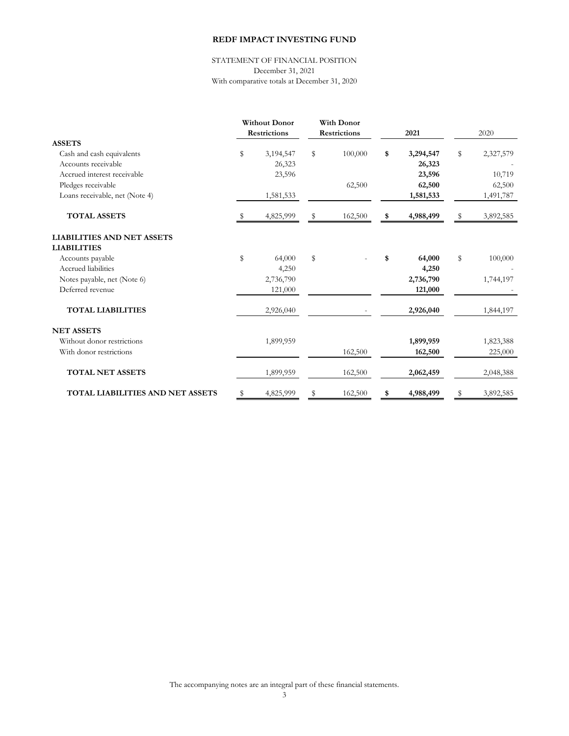# REDF IMPACT INVESTING FUND

STATEMENT OF FINANCIAL POSITION
December 31, 2021
With comparative totals at December 31, 2020

| | Without Donor Restrictions | With Donor Restrictions | 2021 | 2020 |
|---|---|---|---|---|
| **ASSETS** | | | | |
| Cash and cash equivalents | $ 3,194,547 | $ 100,000 | **$ 3,294,547** | $ 2,327,579 |
| Accounts receivable | 26,323 | | **26,323** | - |
| Accrued interest receivable | 23,596 | | **23,596** | 10,719 |
| Pledges receivable | | 62,500 | **62,500** | 62,500 |
| Loans receivable, net (Note 4) | 1,581,533 | | **1,581,533** | 1,491,787 |
| **TOTAL ASSETS** | $ 4,825,999 | $ 162,500 | **$ 4,988,499** | $ 3,892,585 |
| **LIABILITIES AND NET ASSETS** | | | | |
| **LIABILITIES** | | | | |
| Accounts payable | $ 64,000 | $ - | **$ 64,000** | $ 100,000 |
| Accrued liabilities | 4,250 | | **4,250** | - |
| Notes payable, net (Note 6) | 2,736,790 | | **2,736,790** | 1,744,197 |
| Deferred revenue | 121,000 | | **121,000** | - |
| **TOTAL LIABILITIES** | 2,926,040 | - | **2,926,040** | 1,844,197 |
| **NET ASSETS** | | | | |
| Without donor restrictions | 1,899,959 | | **1,899,959** | 1,823,388 |
| With donor restrictions | | 162,500 | **162,500** | 225,000 |
| **TOTAL NET ASSETS** | 1,899,959 | 162,500 | **2,062,459** | 2,048,388 |
| **TOTAL LIABILITIES AND NET ASSETS** | $ 4,825,999 | $ 162,500 | **$ 4,988,499** | $ 3,892,585 |

The accompanying notes are an integral part of these financial statements.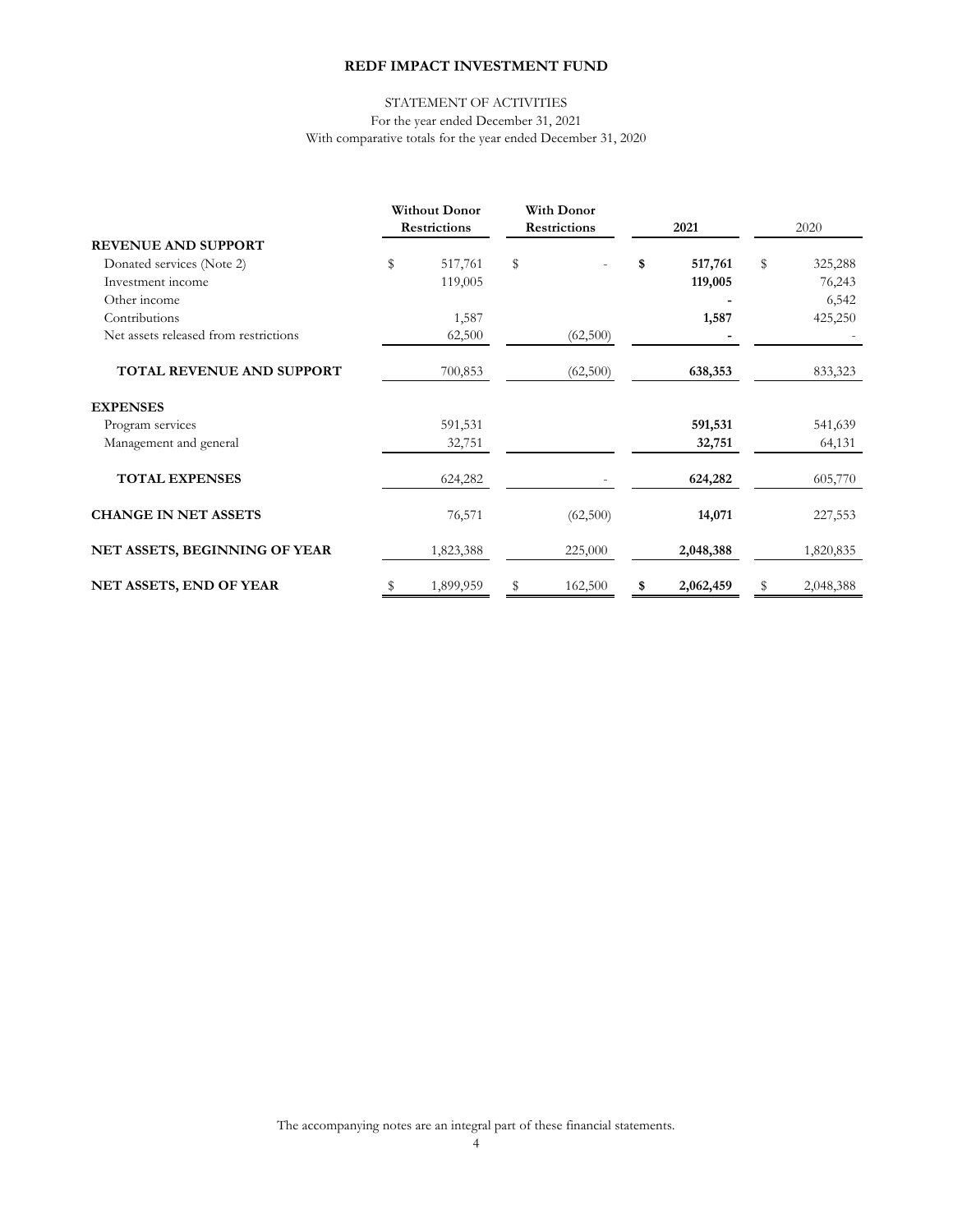**REDF IMPACT INVESTMENT FUND**

STATEMENT OF ACTIVITIES

For the year ended December 31, 2021

With comparative totals for the year ended December 31, 2020

| | Without Donor Restrictions | With Donor Restrictions | 2021 | 2020 |
|---|---|---|---|---|
| **REVENUE AND SUPPORT** | | | | |
| Donated services (Note 2) | $ 517,761 | $ - | **$ 517,761** | $ 325,288 |
| Investment income | 119,005 | | **119,005** | 76,243 |
| Other income | | | **-** | 6,542 |
| Contributions | 1,587 | | **1,587** | 425,250 |
| Net assets released from restrictions | 62,500 | (62,500) | **-** | - |
| **TOTAL REVENUE AND SUPPORT** | 700,853 | (62,500) | **638,353** | 833,323 |
| **EXPENSES** | | | | |
| Program services | 591,531 | | **591,531** | 541,639 |
| Management and general | 32,751 | | **32,751** | 64,131 |
| **TOTAL EXPENSES** | 624,282 | - | **624,282** | 605,770 |
| **CHANGE IN NET ASSETS** | 76,571 | (62,500) | **14,071** | 227,553 |
| **NET ASSETS, BEGINNING OF YEAR** | 1,823,388 | 225,000 | **2,048,388** | 1,820,835 |
| **NET ASSETS, END OF YEAR** | $ 1,899,959 | $ 162,500 | **$ 2,062,459** | $ 2,048,388 |

The accompanying notes are an integral part of these financial statements.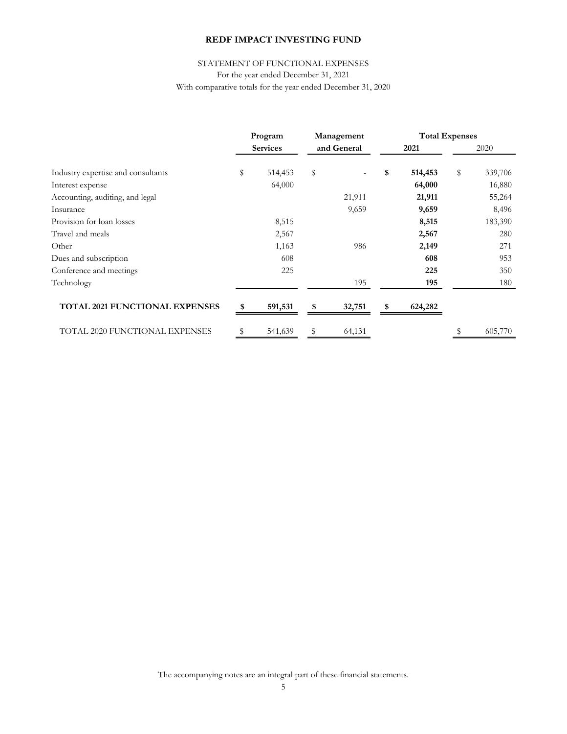# REDF IMPACT INVESTING FUND

STATEMENT OF FUNCTIONAL EXPENSES

For the year ended December 31, 2021

With comparative totals for the year ended December 31, 2020

| | Program Services | Management and General | Total Expenses 2021 | Total Expenses 2020 |
|---|---|---|---|---|
| Industry expertise and consultants | $ 514,453 | $ - | **$ 514,453** | $ 339,706 |
| Interest expense | 64,000 | | **64,000** | 16,880 |
| Accounting, auditing, and legal | | 21,911 | **21,911** | 55,264 |
| Insurance | | 9,659 | **9,659** | 8,496 |
| Provision for loan losses | 8,515 | | **8,515** | 183,390 |
| Travel and meals | 2,567 | | **2,567** | 280 |
| Other | 1,163 | 986 | **2,149** | 271 |
| Dues and subscription | 608 | | **608** | 953 |
| Conference and meetings | 225 | | **225** | 350 |
| Technology | | 195 | **195** | 180 |
| **TOTAL 2021 FUNCTIONAL EXPENSES** | **$ 591,531** | **$ 32,751** | **$ 624,282** | |
| TOTAL 2020 FUNCTIONAL EXPENSES | $ 541,639 | $ 64,131 | | $ 605,770 |

The accompanying notes are an integral part of these financial statements.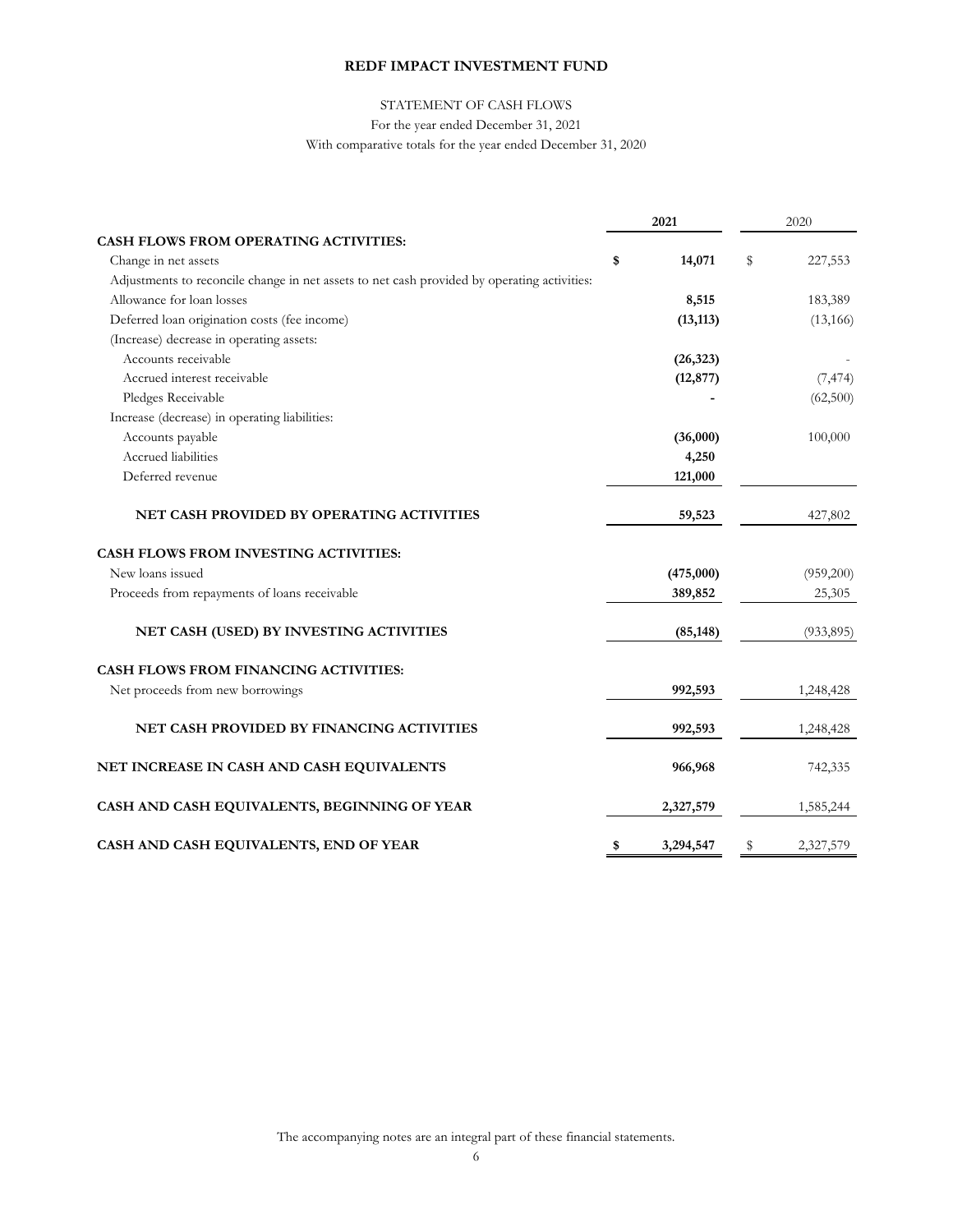# REDF IMPACT INVESTMENT FUND

STATEMENT OF CASH FLOWS

For the year ended December 31, 2021

With comparative totals for the year ended December 31, 2020

| | 2021 | 2020 |
|---|---|---|
| **CASH FLOWS FROM OPERATING ACTIVITIES:** | | |
| Change in net assets | **$ 14,071** | $ 227,553 |
| Adjustments to reconcile change in net assets to net cash provided by operating activities: | | |
| Allowance for loan losses | **8,515** | 183,389 |
| Deferred loan origination costs (fee income) | **(13,113)** | (13,166) |
| (Increase) decrease in operating assets: | | |
| Accounts receivable | **(26,323)** | - |
| Accrued interest receivable | **(12,877)** | (7,474) |
| Pledges Receivable | **-** | (62,500) |
| Increase (decrease) in operating liabilities: | | |
| Accounts payable | **(36,000)** | 100,000 |
| Accrued liabilities | **4,250** | |
| Deferred revenue | **121,000** | |
| **NET CASH PROVIDED BY OPERATING ACTIVITIES** | **59,523** | 427,802 |
| **CASH FLOWS FROM INVESTING ACTIVITIES:** | | |
| New loans issued | **(475,000)** | (959,200) |
| Proceeds from repayments of loans receivable | **389,852** | 25,305 |
| **NET CASH (USED) BY INVESTING ACTIVITIES** | **(85,148)** | (933,895) |
| **CASH FLOWS FROM FINANCING ACTIVITIES:** | | |
| Net proceeds from new borrowings | **992,593** | 1,248,428 |
| **NET CASH PROVIDED BY FINANCING ACTIVITIES** | **992,593** | 1,248,428 |
| **NET INCREASE IN CASH AND CASH EQUIVALENTS** | **966,968** | 742,335 |
| **CASH AND CASH EQUIVALENTS, BEGINNING OF YEAR** | **2,327,579** | 1,585,244 |
| **CASH AND CASH EQUIVALENTS, END OF YEAR** | **$ 3,294,547** | $ 2,327,579 |

The accompanying notes are an integral part of these financial statements.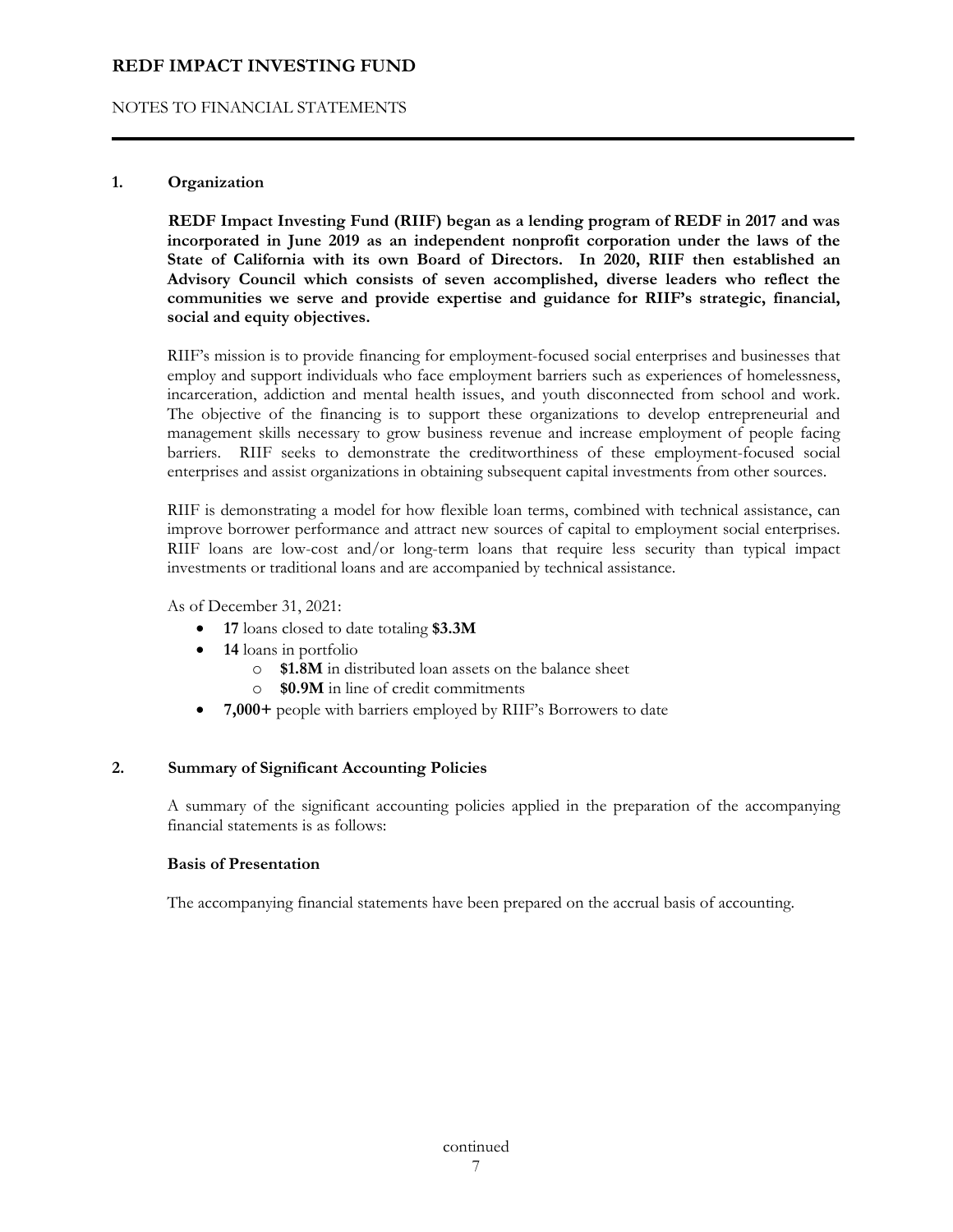## 1. Organization

**REDF Impact Investing Fund (RIIF) began as a lending program of REDF in 2017 and was incorporated in June 2019 as an independent nonprofit corporation under the laws of the State of California with its own Board of Directors. In 2020, RIIF then established an Advisory Council which consists of seven accomplished, diverse leaders who reflect the communities we serve and provide expertise and guidance for RIIF's strategic, financial, social and equity objectives.**

RIIF's mission is to provide financing for employment-focused social enterprises and businesses that employ and support individuals who face employment barriers such as experiences of homelessness, incarceration, addiction and mental health issues, and youth disconnected from school and work. The objective of the financing is to support these organizations to develop entrepreneurial and management skills necessary to grow business revenue and increase employment of people facing barriers. RIIF seeks to demonstrate the creditworthiness of these employment-focused social enterprises and assist organizations in obtaining subsequent capital investments from other sources.

RIIF is demonstrating a model for how flexible loan terms, combined with technical assistance, can improve borrower performance and attract new sources of capital to employment social enterprises. RIIF loans are low-cost and/or long-term loans that require less security than typical impact investments or traditional loans and are accompanied by technical assistance.

As of December 31, 2021:

- **17** loans closed to date totaling **$3.3M**
- **14** loans in portfolio
  - **$1.8M** in distributed loan assets on the balance sheet
  - **$0.9M** in line of credit commitments
- **7,000+** people with barriers employed by RIIF's Borrowers to date

## 2. Summary of Significant Accounting Policies

A summary of the significant accounting policies applied in the preparation of the accompanying financial statements is as follows:

### Basis of Presentation

The accompanying financial statements have been prepared on the accrual basis of accounting.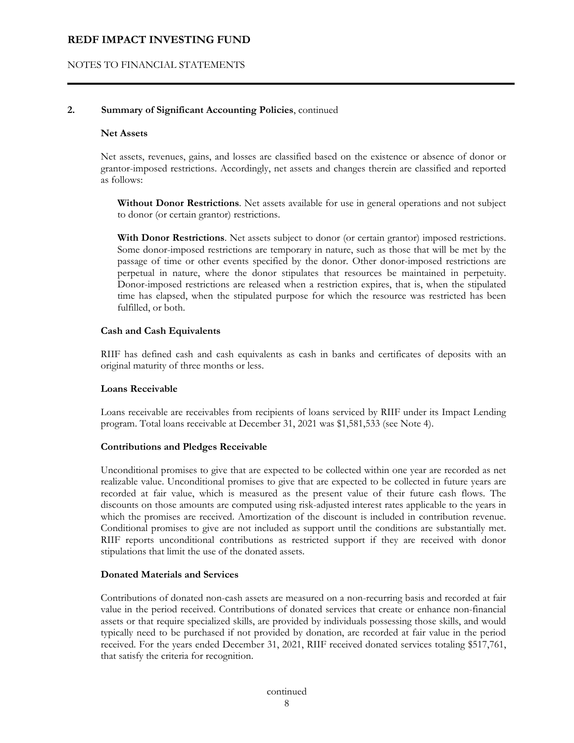## 2. Summary of Significant Accounting Policies, continued

### Net Assets

Net assets, revenues, gains, and losses are classified based on the existence or absence of donor or grantor-imposed restrictions. Accordingly, net assets and changes therein are classified and reported as follows:

**Without Donor Restrictions**. Net assets available for use in general operations and not subject to donor (or certain grantor) restrictions.

**With Donor Restrictions**. Net assets subject to donor (or certain grantor) imposed restrictions. Some donor-imposed restrictions are temporary in nature, such as those that will be met by the passage of time or other events specified by the donor. Other donor-imposed restrictions are perpetual in nature, where the donor stipulates that resources be maintained in perpetuity. Donor-imposed restrictions are released when a restriction expires, that is, when the stipulated time has elapsed, when the stipulated purpose for which the resource was restricted has been fulfilled, or both.

### Cash and Cash Equivalents

RIIF has defined cash and cash equivalents as cash in banks and certificates of deposits with an original maturity of three months or less.

### Loans Receivable

Loans receivable are receivables from recipients of loans serviced by RIIF under its Impact Lending program. Total loans receivable at December 31, 2021 was $1,581,533 (see Note 4).

### Contributions and Pledges Receivable

Unconditional promises to give that are expected to be collected within one year are recorded as net realizable value. Unconditional promises to give that are expected to be collected in future years are recorded at fair value, which is measured as the present value of their future cash flows. The discounts on those amounts are computed using risk-adjusted interest rates applicable to the years in which the promises are received. Amortization of the discount is included in contribution revenue. Conditional promises to give are not included as support until the conditions are substantially met. RIIF reports unconditional contributions as restricted support if they are received with donor stipulations that limit the use of the donated assets.

### Donated Materials and Services

Contributions of donated non-cash assets are measured on a non-recurring basis and recorded at fair value in the period received. Contributions of donated services that create or enhance non-financial assets or that require specialized skills, are provided by individuals possessing those skills, and would typically need to be purchased if not provided by donation, are recorded at fair value in the period received. For the years ended December 31, 2021, RIIF received donated services totaling $517,761, that satisfy the criteria for recognition.

continued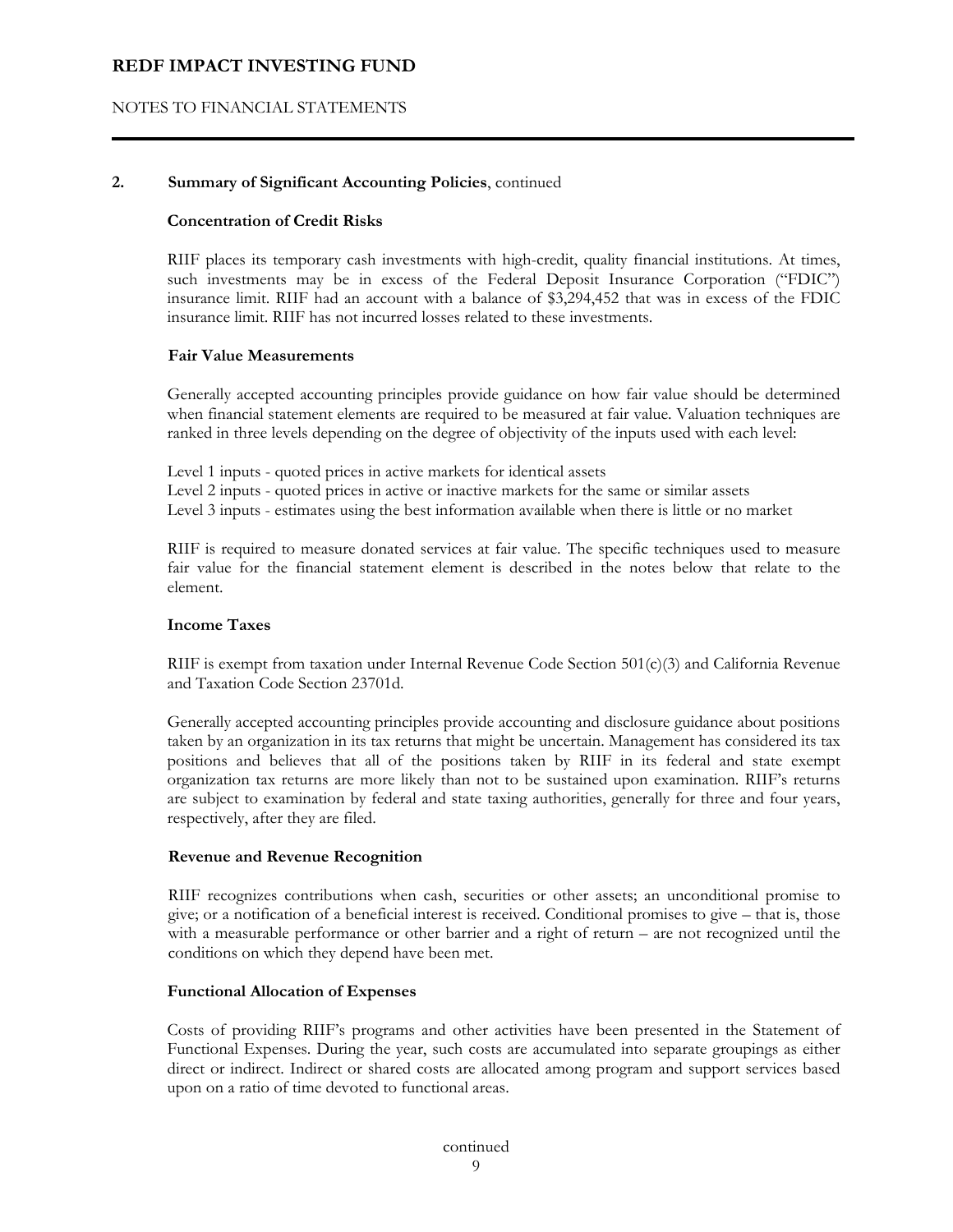## 2. Summary of Significant Accounting Policies, continued

### Concentration of Credit Risks

RIIF places its temporary cash investments with high-credit, quality financial institutions. At times, such investments may be in excess of the Federal Deposit Insurance Corporation ("FDIC") insurance limit. RIIF had an account with a balance of $3,294,452 that was in excess of the FDIC insurance limit. RIIF has not incurred losses related to these investments.

### Fair Value Measurements

Generally accepted accounting principles provide guidance on how fair value should be determined when financial statement elements are required to be measured at fair value. Valuation techniques are ranked in three levels depending on the degree of objectivity of the inputs used with each level:

Level 1 inputs - quoted prices in active markets for identical assets
Level 2 inputs - quoted prices in active or inactive markets for the same or similar assets
Level 3 inputs - estimates using the best information available when there is little or no market

RIIF is required to measure donated services at fair value. The specific techniques used to measure fair value for the financial statement element is described in the notes below that relate to the element.

### Income Taxes

RIIF is exempt from taxation under Internal Revenue Code Section 501(c)(3) and California Revenue and Taxation Code Section 23701d.

Generally accepted accounting principles provide accounting and disclosure guidance about positions taken by an organization in its tax returns that might be uncertain. Management has considered its tax positions and believes that all of the positions taken by RIIF in its federal and state exempt organization tax returns are more likely than not to be sustained upon examination. RIIF's returns are subject to examination by federal and state taxing authorities, generally for three and four years, respectively, after they are filed.

### Revenue and Revenue Recognition

RIIF recognizes contributions when cash, securities or other assets; an unconditional promise to give; or a notification of a beneficial interest is received. Conditional promises to give – that is, those with a measurable performance or other barrier and a right of return – are not recognized until the conditions on which they depend have been met.

### Functional Allocation of Expenses

Costs of providing RIIF's programs and other activities have been presented in the Statement of Functional Expenses. During the year, such costs are accumulated into separate groupings as either direct or indirect. Indirect or shared costs are allocated among program and support services based upon on a ratio of time devoted to functional areas.

continued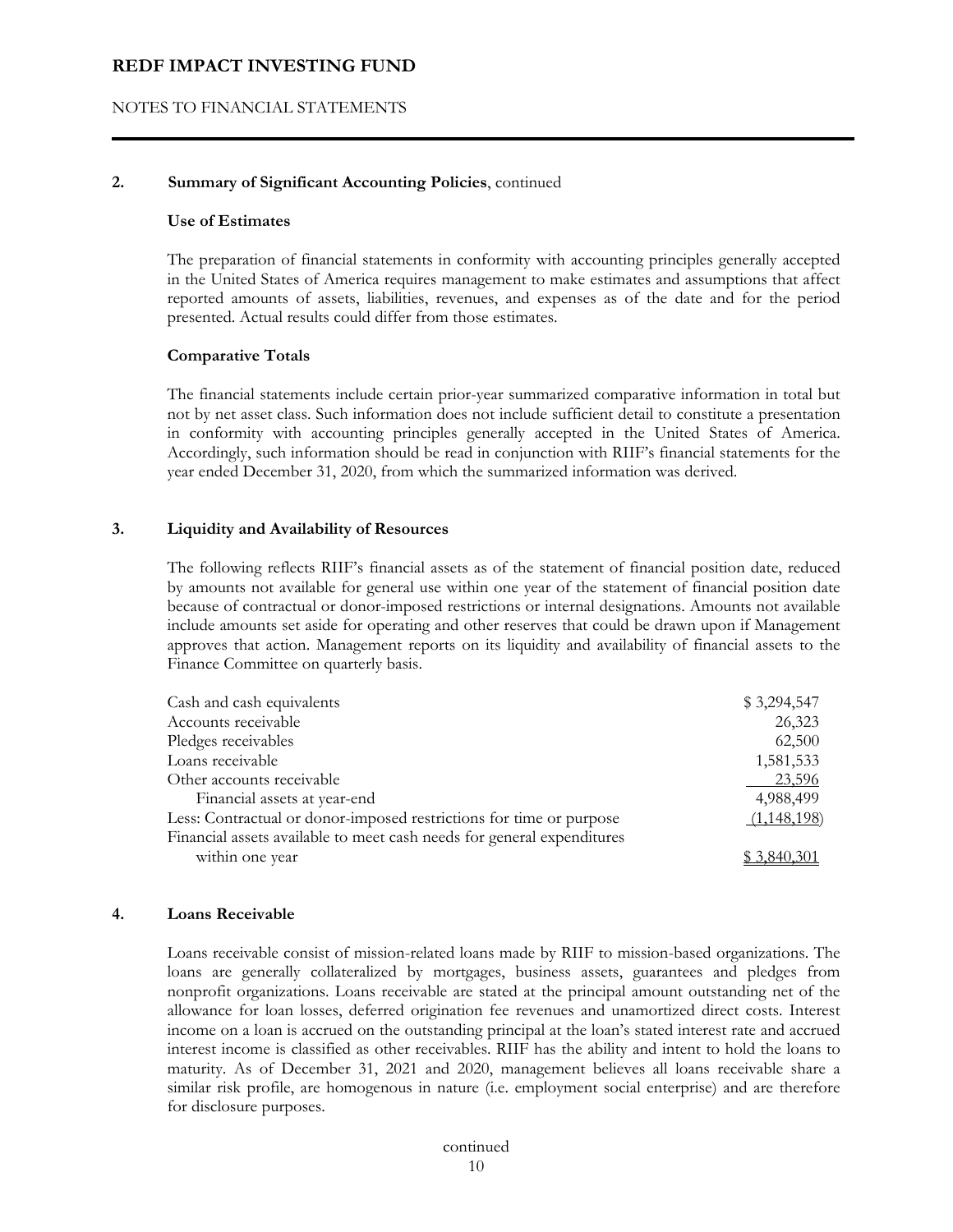**2. Summary of Significant Accounting Policies**, continued

**Use of Estimates**

The preparation of financial statements in conformity with accounting principles generally accepted in the United States of America requires management to make estimates and assumptions that affect reported amounts of assets, liabilities, revenues, and expenses as of the date and for the period presented. Actual results could differ from those estimates.

**Comparative Totals**

The financial statements include certain prior-year summarized comparative information in total but not by net asset class. Such information does not include sufficient detail to constitute a presentation in conformity with accounting principles generally accepted in the United States of America. Accordingly, such information should be read in conjunction with RIIF's financial statements for the year ended December 31, 2020, from which the summarized information was derived.

**3. Liquidity and Availability of Resources**

The following reflects RIIF's financial assets as of the statement of financial position date, reduced by amounts not available for general use within one year of the statement of financial position date because of contractual or donor-imposed restrictions or internal designations. Amounts not available include amounts set aside for operating and other reserves that could be drawn upon if Management approves that action. Management reports on its liquidity and availability of financial assets to the Finance Committee on quarterly basis.

| | |
|---|---|
| Cash and cash equivalents | $ 3,294,547 |
| Accounts receivable | 26,323 |
| Pledges receivables | 62,500 |
| Loans receivable | 1,581,533 |
| Other accounts receivable | 23,596 |
| Financial assets at year-end | 4,988,499 |
| Less: Contractual or donor-imposed restrictions for time or purpose | (1,148,198) |
| Financial assets available to meet cash needs for general expenditures within one year | $ 3,840,301 |

**4. Loans Receivable**

Loans receivable consist of mission-related loans made by RIIF to mission-based organizations. The loans are generally collateralized by mortgages, business assets, guarantees and pledges from nonprofit organizations. Loans receivable are stated at the principal amount outstanding net of the allowance for loan losses, deferred origination fee revenues and unamortized direct costs. Interest income on a loan is accrued on the outstanding principal at the loan's stated interest rate and accrued interest income is classified as other receivables. RIIF has the ability and intent to hold the loans to maturity. As of December 31, 2021 and 2020, management believes all loans receivable share a similar risk profile, are homogenous in nature (i.e. employment social enterprise) and are therefore for disclosure purposes.

continued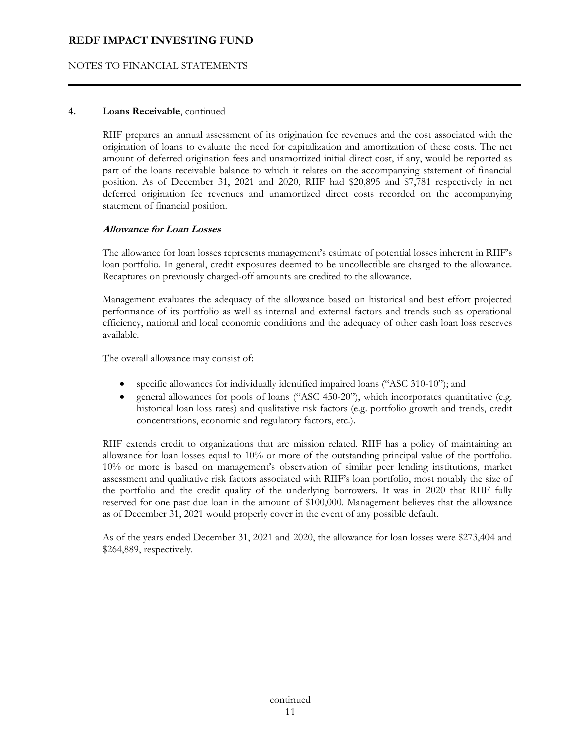**4. Loans Receivable**, continued

RIIF prepares an annual assessment of its origination fee revenues and the cost associated with the origination of loans to evaluate the need for capitalization and amortization of these costs. The net amount of deferred origination fees and unamortized initial direct cost, if any, would be reported as part of the loans receivable balance to which it relates on the accompanying statement of financial position. As of December 31, 2021 and 2020, RIIF had $20,895 and $7,781 respectively in net deferred origination fee revenues and unamortized direct costs recorded on the accompanying statement of financial position.

***Allowance for Loan Losses***

The allowance for loan losses represents management's estimate of potential losses inherent in RIIF's loan portfolio. In general, credit exposures deemed to be uncollectible are charged to the allowance. Recaptures on previously charged-off amounts are credited to the allowance.

Management evaluates the adequacy of the allowance based on historical and best effort projected performance of its portfolio as well as internal and external factors and trends such as operational efficiency, national and local economic conditions and the adequacy of other cash loan loss reserves available.

The overall allowance may consist of:

- specific allowances for individually identified impaired loans ("ASC 310-10"); and
- general allowances for pools of loans ("ASC 450-20"), which incorporates quantitative (e.g. historical loan loss rates) and qualitative risk factors (e.g. portfolio growth and trends, credit concentrations, economic and regulatory factors, etc.).

RIIF extends credit to organizations that are mission related. RIIF has a policy of maintaining an allowance for loan losses equal to 10% or more of the outstanding principal value of the portfolio. 10% or more is based on management's observation of similar peer lending institutions, market assessment and qualitative risk factors associated with RIIF's loan portfolio, most notably the size of the portfolio and the credit quality of the underlying borrowers. It was in 2020 that RIIF fully reserved for one past due loan in the amount of $100,000. Management believes that the allowance as of December 31, 2021 would properly cover in the event of any possible default.

As of the years ended December 31, 2021 and 2020, the allowance for loan losses were $273,404 and $264,889, respectively.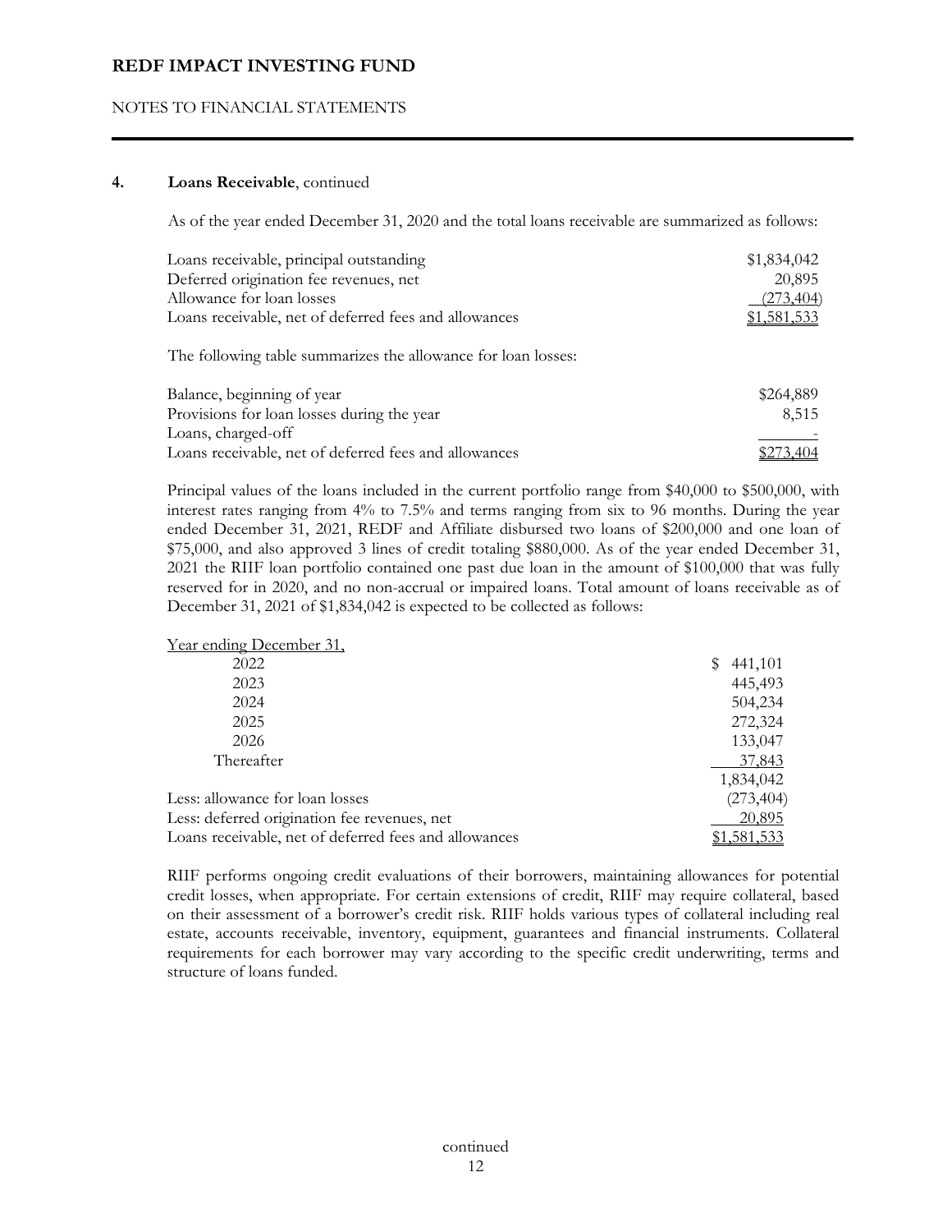**4. Loans Receivable**, continued

As of the year ended December 31, 2020 and the total loans receivable are summarized as follows:

| | |
|---|---|
| Loans receivable, principal outstanding | $1,834,042 |
| Deferred origination fee revenues, net | 20,895 |
| Allowance for loan losses | (273,404) |
| Loans receivable, net of deferred fees and allowances | $1,581,533 |

The following table summarizes the allowance for loan losses:

| | |
|---|---|
| Balance, beginning of year | $264,889 |
| Provisions for loan losses during the year | 8,515 |
| Loans, charged-off | - |
| Loans receivable, net of deferred fees and allowances | $273,404 |

Principal values of the loans included in the current portfolio range from $40,000 to $500,000, with interest rates ranging from 4% to 7.5% and terms ranging from six to 96 months. During the year ended December 31, 2021, REDF and Affiliate disbursed two loans of $200,000 and one loan of $75,000, and also approved 3 lines of credit totaling $880,000. As of the year ended December 31, 2021 the RIIF loan portfolio contained one past due loan in the amount of $100,000 that was fully reserved for in 2020, and no non-accrual or impaired loans. Total amount of loans receivable as of December 31, 2021 of $1,834,042 is expected to be collected as follows:

| Year ending December 31, | |
|---|---|
| 2022 | $ 441,101 |
| 2023 | 445,493 |
| 2024 | 504,234 |
| 2025 | 272,324 |
| 2026 | 133,047 |
| Thereafter | 37,843 |
| | 1,834,042 |
| Less: allowance for loan losses | (273,404) |
| Less: deferred origination fee revenues, net | 20,895 |
| Loans receivable, net of deferred fees and allowances | $1,581,533 |

RIIF performs ongoing credit evaluations of their borrowers, maintaining allowances for potential credit losses, when appropriate. For certain extensions of credit, RIIF may require collateral, based on their assessment of a borrower's credit risk. RIIF holds various types of collateral including real estate, accounts receivable, inventory, equipment, guarantees and financial instruments. Collateral requirements for each borrower may vary according to the specific credit underwriting, terms and structure of loans funded.

continued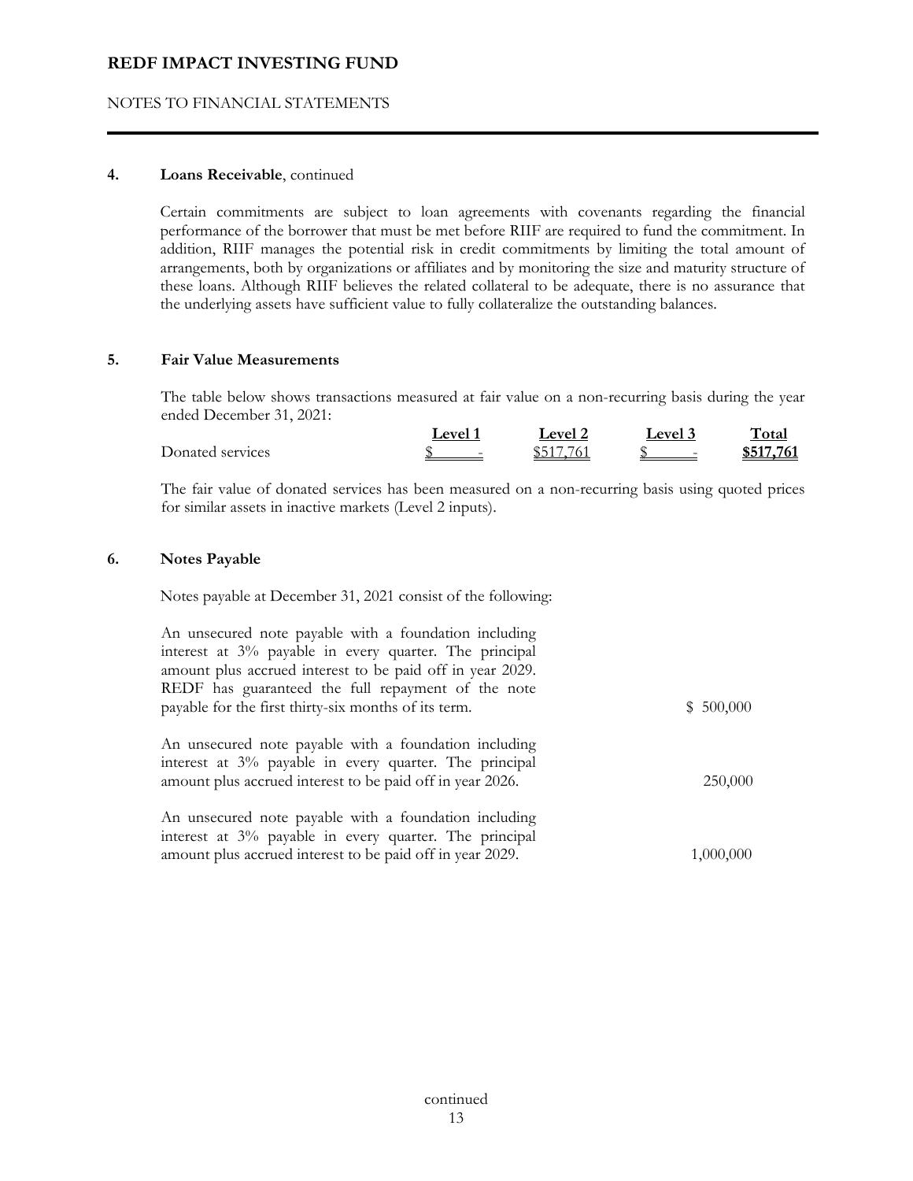## 4. Loans Receivable, continued

Certain commitments are subject to loan agreements with covenants regarding the financial performance of the borrower that must be met before RIIF are required to fund the commitment. In addition, RIIF manages the potential risk in credit commitments by limiting the total amount of arrangements, both by organizations or affiliates and by monitoring the size and maturity structure of these loans. Although RIIF believes the related collateral to be adequate, there is no assurance that the underlying assets have sufficient value to fully collateralize the outstanding balances.

## 5. Fair Value Measurements

The table below shows transactions measured at fair value on a non-recurring basis during the year ended December 31, 2021:

| | Level 1 | Level 2 | Level 3 | Total |
|---|---|---|---|---|
| Donated services | $ - | $517,761 | $ - | **$517,761** |

The fair value of donated services has been measured on a non-recurring basis using quoted prices for similar assets in inactive markets (Level 2 inputs).

## 6. Notes Payable

Notes payable at December 31, 2021 consist of the following:

| | |
|---|---|
| An unsecured note payable with a foundation including interest at 3% payable in every quarter. The principal amount plus accrued interest to be paid off in year 2029. REDF has guaranteed the full repayment of the note payable for the first thirty-six months of its term. | $ 500,000 |
| An unsecured note payable with a foundation including interest at 3% payable in every quarter. The principal amount plus accrued interest to be paid off in year 2026. | 250,000 |
| An unsecured note payable with a foundation including interest at 3% payable in every quarter. The principal amount plus accrued interest to be paid off in year 2029. | 1,000,000 |

continued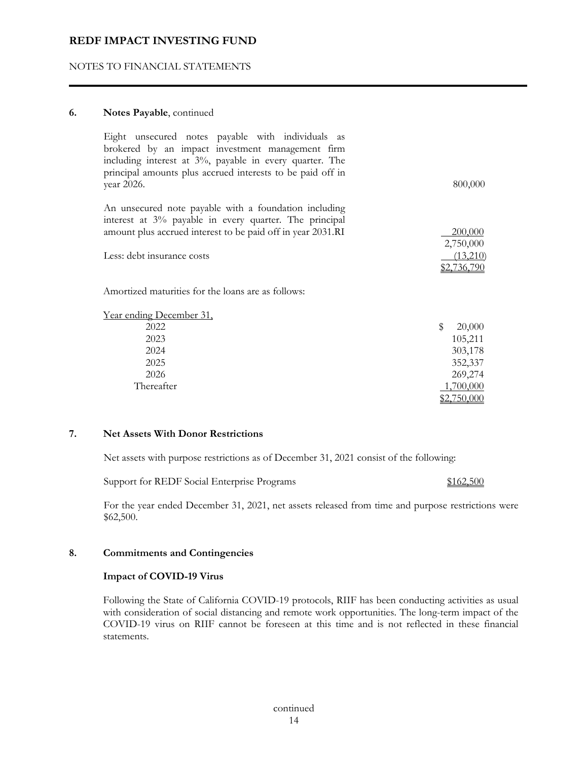**6. Notes Payable**, continued

| | |
|---|---|
| Eight unsecured notes payable with individuals as brokered by an impact investment management firm including interest at 3%, payable in every quarter. The principal amounts plus accrued interests to be paid off in year 2026. | 800,000 |
| An unsecured note payable with a foundation including interest at 3% payable in every quarter. The principal amount plus accrued interest to be paid off in year 2031.RI | 200,000 |
| | 2,750,000 |
| Less: debt insurance costs | (13,210) |
| | $2,736,790 |

Amortized maturities for the loans are as follows:

| Year ending December 31, | |
|---|---|
| 2022 | $ 20,000 |
| 2023 | 105,211 |
| 2024 | 303,178 |
| 2025 | 352,337 |
| 2026 | 269,274 |
| Thereafter | 1,700,000 |
| | $2,750,000 |

**7. Net Assets With Donor Restrictions**

Net assets with purpose restrictions as of December 31, 2021 consist of the following:

| | |
|---|---|
| Support for REDF Social Enterprise Programs | $162,500 |

For the year ended December 31, 2021, net assets released from time and purpose restrictions were $62,500.

**8. Commitments and Contingencies**

**Impact of COVID-19 Virus**

Following the State of California COVID-19 protocols, RIIF has been conducting activities as usual with consideration of social distancing and remote work opportunities. The long-term impact of the COVID-19 virus on RIIF cannot be foreseen at this time and is not reflected in these financial statements.

continued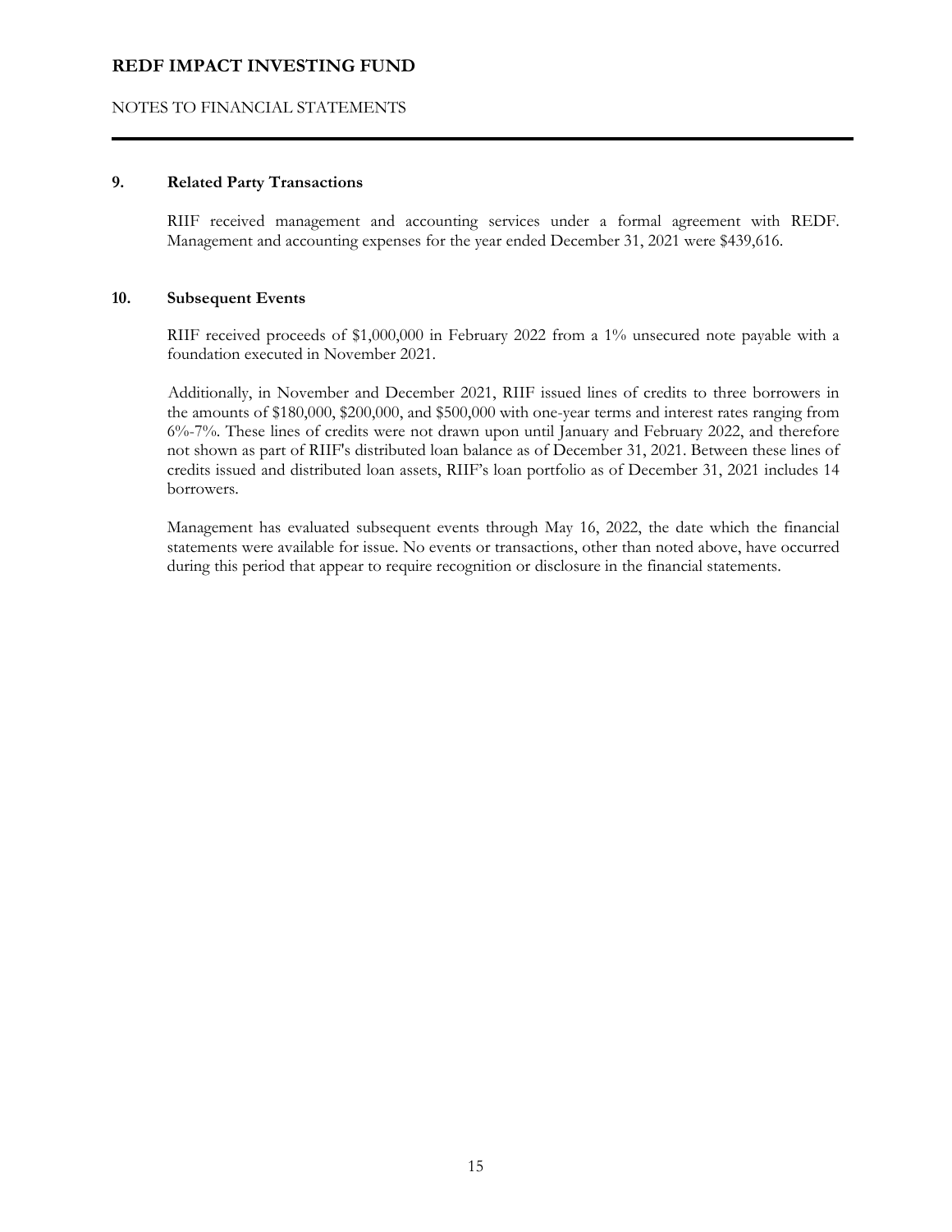## 9. Related Party Transactions

RIIF received management and accounting services under a formal agreement with REDF. Management and accounting expenses for the year ended December 31, 2021 were $439,616.

## 10. Subsequent Events

RIIF received proceeds of $1,000,000 in February 2022 from a 1% unsecured note payable with a foundation executed in November 2021.

Additionally, in November and December 2021, RIIF issued lines of credits to three borrowers in the amounts of $180,000, $200,000, and $500,000 with one-year terms and interest rates ranging from 6%-7%. These lines of credits were not drawn upon until January and February 2022, and therefore not shown as part of RIIF's distributed loan balance as of December 31, 2021. Between these lines of credits issued and distributed loan assets, RIIF's loan portfolio as of December 31, 2021 includes 14 borrowers.

Management has evaluated subsequent events through May 16, 2022, the date which the financial statements were available for issue. No events or transactions, other than noted above, have occurred during this period that appear to require recognition or disclosure in the financial statements.